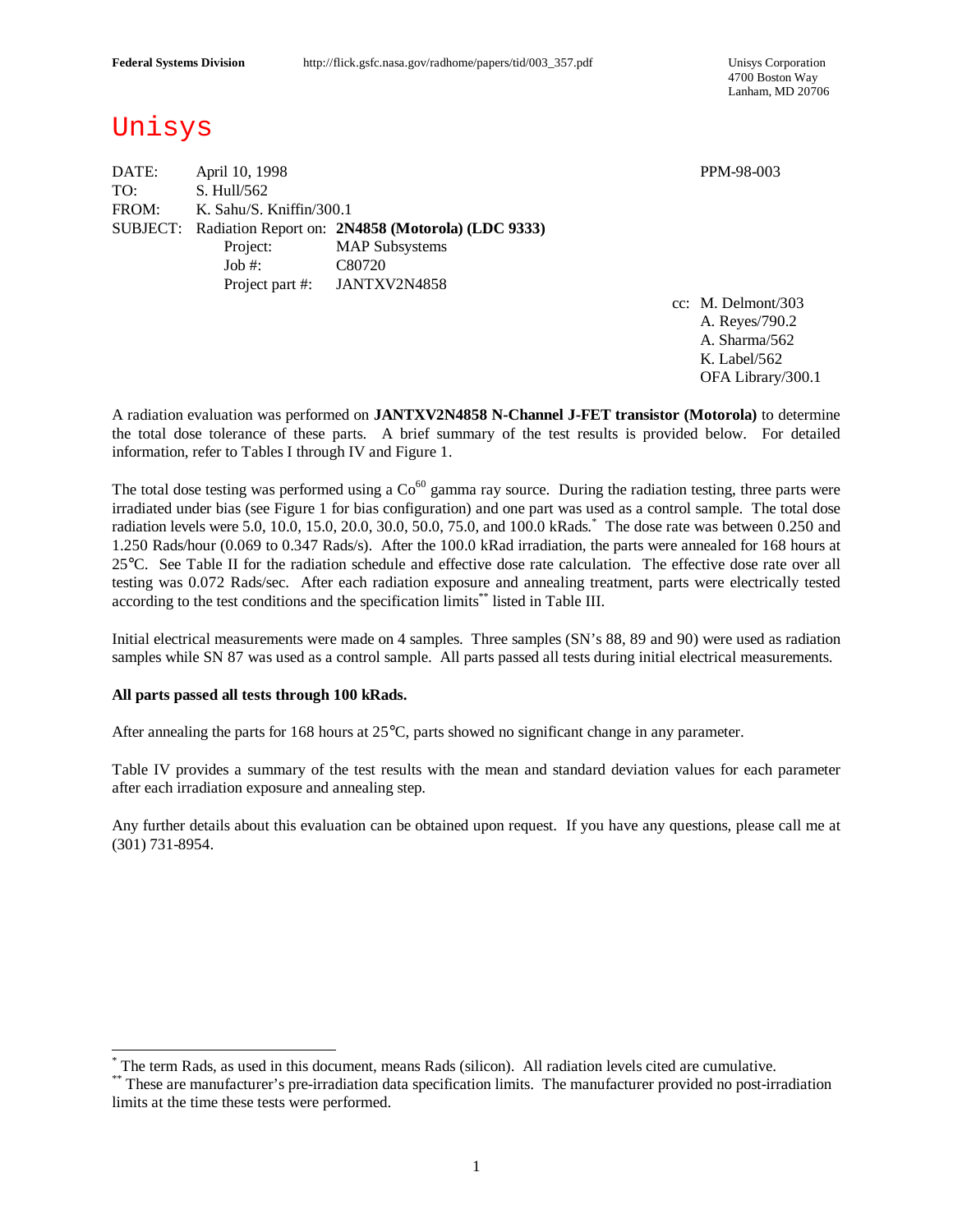Federal Systems Division    http://flick.gsfc.nasa.gov/radhome/papers/tid/003_357.pdf

Unisys Corporation
4700 Boston Way
Lanham, MD 20706

# Unisys

DATE: April 10, 1998    PPM-98-003
TO: S. Hull/562
FROM: K. Sahu/S. Kniffin/300.1
SUBJECT: Radiation Report on: **2N4858 (Motorola) (LDC 9333)**
Project: MAP Subsystems
Job #: C80720
Project part #: JANTXV2N4858

cc: M. Delmont/303
A. Reyes/790.2
A. Sharma/562
K. Label/562
OFA Library/300.1

A radiation evaluation was performed on **JANTXV2N4858 N-Channel J-FET transistor (Motorola)** to determine the total dose tolerance of these parts. A brief summary of the test results is provided below. For detailed information, refer to Tables I through IV and Figure 1.

The total dose testing was performed using a $Co^{60}$ gamma ray source. During the radiation testing, three parts were irradiated under bias (see Figure 1 for bias configuration) and one part was used as a control sample. The total dose radiation levels were 5.0, 10.0, 15.0, 20.0, 30.0, 50.0, 75.0, and 100.0 kRads.* The dose rate was between 0.250 and 1.250 Rads/hour (0.069 to 0.347 Rads/s). After the 100.0 kRad irradiation, the parts were annealed for 168 hours at 25°C. See Table II for the radiation schedule and effective dose rate calculation. The effective dose rate over all testing was 0.072 Rads/sec. After each radiation exposure and annealing treatment, parts were electrically tested according to the test conditions and the specification limits** listed in Table III.

Initial electrical measurements were made on 4 samples. Three samples (SN's 88, 89 and 90) were used as radiation samples while SN 87 was used as a control sample. All parts passed all tests during initial electrical measurements.

**All parts passed all tests through 100 kRads.**

After annealing the parts for 168 hours at 25°C, parts showed no significant change in any parameter.

Table IV provides a summary of the test results with the mean and standard deviation values for each parameter after each irradiation exposure and annealing step.

Any further details about this evaluation can be obtained upon request. If you have any questions, please call me at (301) 731-8954.

---

* The term Rads, as used in this document, means Rads (silicon). All radiation levels cited are cumulative.

** These are manufacturer's pre-irradiation data specification limits. The manufacturer provided no post-irradiation limits at the time these tests were performed.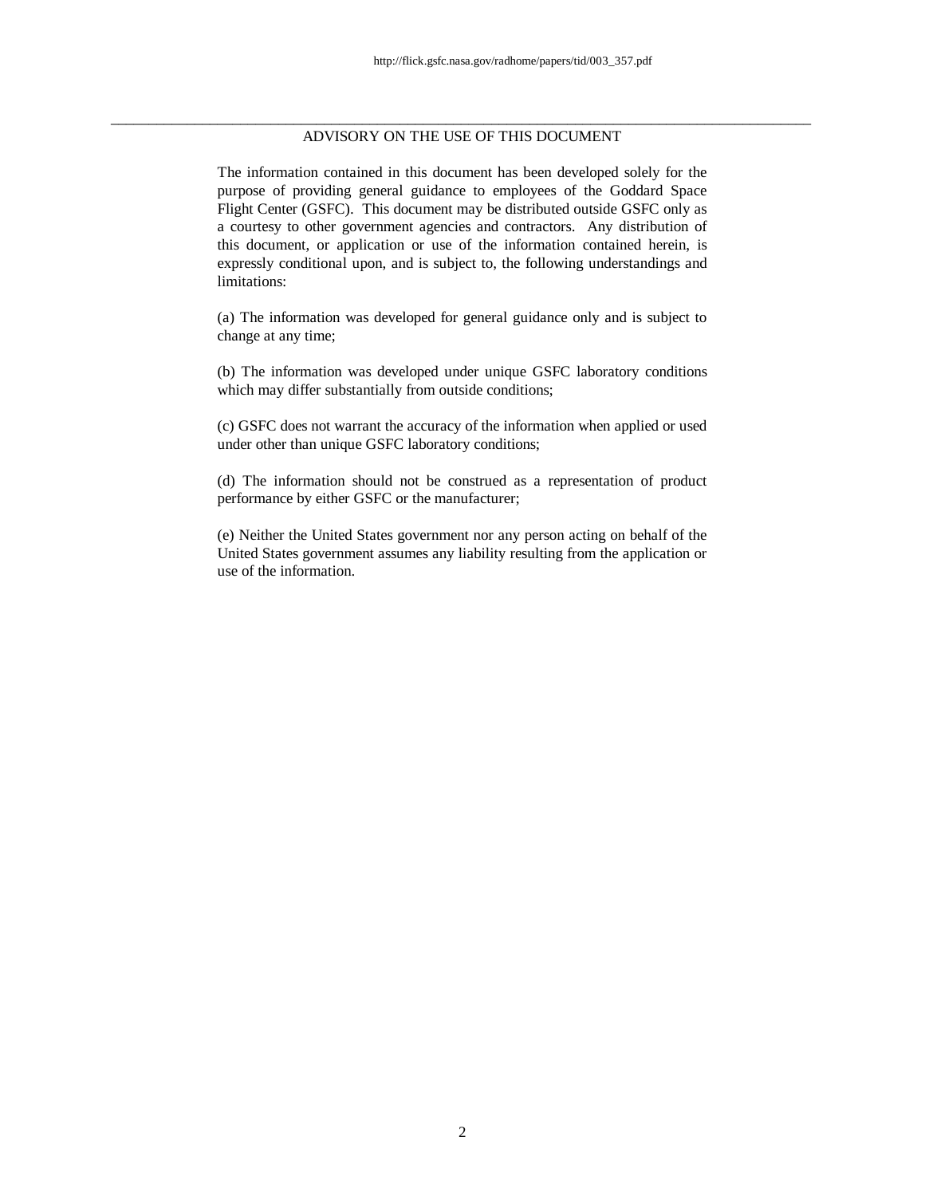## ADVISORY ON THE USE OF THIS DOCUMENT

The information contained in this document has been developed solely for the purpose of providing general guidance to employees of the Goddard Space Flight Center (GSFC). This document may be distributed outside GSFC only as a courtesy to other government agencies and contractors. Any distribution of this document, or application or use of the information contained herein, is expressly conditional upon, and is subject to, the following understandings and limitations:

(a) The information was developed for general guidance only and is subject to change at any time;

(b) The information was developed under unique GSFC laboratory conditions which may differ substantially from outside conditions;

(c) GSFC does not warrant the accuracy of the information when applied or used under other than unique GSFC laboratory conditions;

(d) The information should not be construed as a representation of product performance by either GSFC or the manufacturer;

(e) Neither the United States government nor any person acting on behalf of the United States government assumes any liability resulting from the application or use of the information.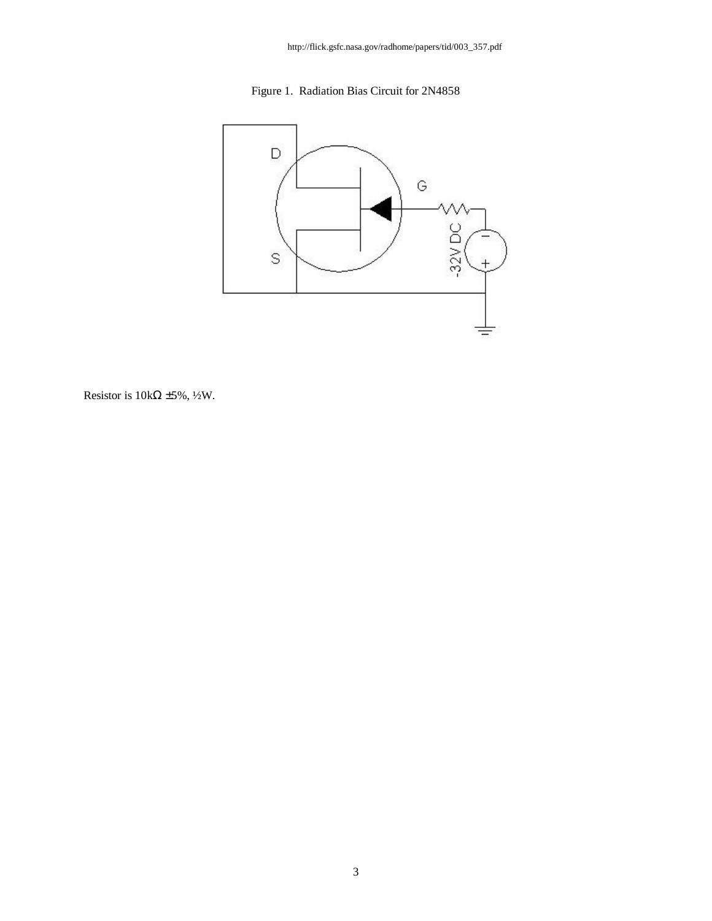Figure 1. Radiation Bias Circuit for 2N4858

Resistor is 10kΩ ±5%, ½W.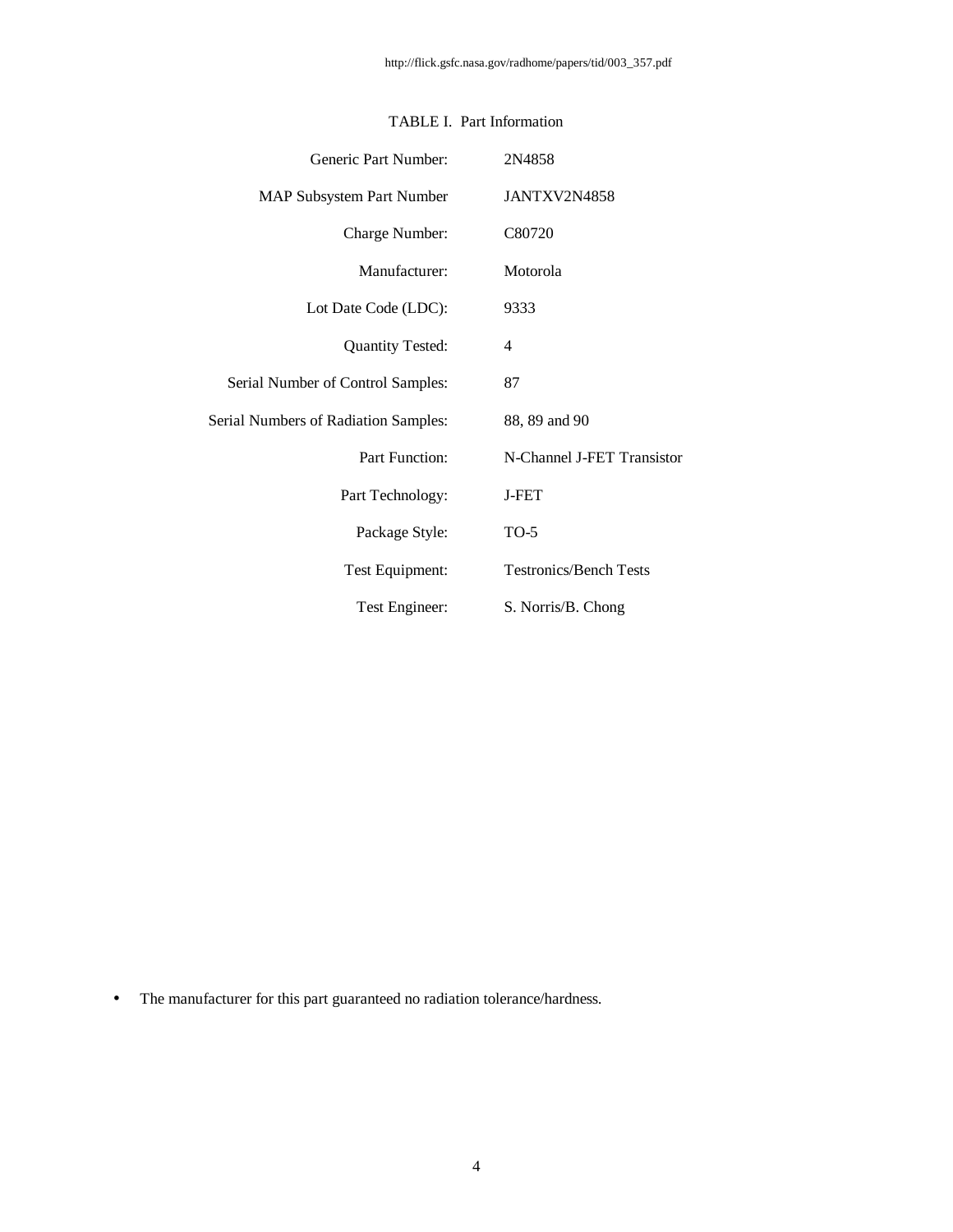http://flick.gsfc.nasa.gov/radhome/papers/tid/003_357.pdf

TABLE I. Part Information

| | |
|---|---|
| Generic Part Number: | 2N4858 |
| MAP Subsystem Part Number | JANTXV2N4858 |
| Charge Number: | C80720 |
| Manufacturer: | Motorola |
| Lot Date Code (LDC): | 9333 |
| Quantity Tested: | 4 |
| Serial Number of Control Samples: | 87 |
| Serial Numbers of Radiation Samples: | 88, 89 and 90 |
| Part Function: | N-Channel J-FET Transistor |
| Part Technology: | J-FET |
| Package Style: | TO-5 |
| Test Equipment: | Testronics/Bench Tests |
| Test Engineer: | S. Norris/B. Chong |

- The manufacturer for this part guaranteed no radiation tolerance/hardness.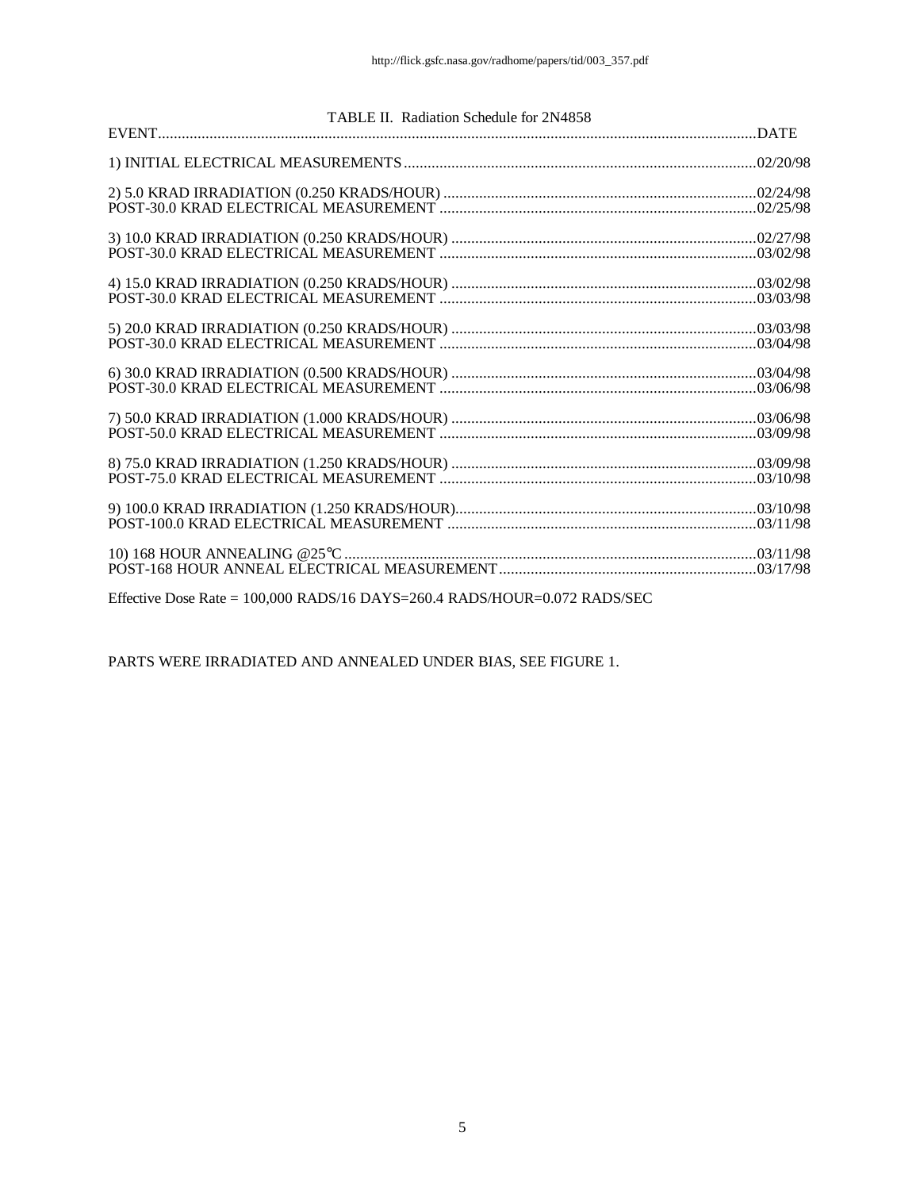TABLE II. Radiation Schedule for 2N4858

| EVENT | DATE |
|---|---|
| 1) INITIAL ELECTRICAL MEASUREMENTS | 02/20/98 |
| 2) 5.0 KRAD IRRADIATION (0.250 KRADS/HOUR) | 02/24/98 |
| POST-30.0 KRAD ELECTRICAL MEASUREMENT | 02/25/98 |
| 3) 10.0 KRAD IRRADIATION (0.250 KRADS/HOUR) | 02/27/98 |
| POST-30.0 KRAD ELECTRICAL MEASUREMENT | 03/02/98 |
| 4) 15.0 KRAD IRRADIATION (0.250 KRADS/HOUR) | 03/02/98 |
| POST-30.0 KRAD ELECTRICAL MEASUREMENT | 03/03/98 |
| 5) 20.0 KRAD IRRADIATION (0.250 KRADS/HOUR) | 03/03/98 |
| POST-30.0 KRAD ELECTRICAL MEASUREMENT | 03/04/98 |
| 6) 30.0 KRAD IRRADIATION (0.500 KRADS/HOUR) | 03/04/98 |
| POST-30.0 KRAD ELECTRICAL MEASUREMENT | 03/06/98 |
| 7) 50.0 KRAD IRRADIATION (1.000 KRADS/HOUR) | 03/06/98 |
| POST-50.0 KRAD ELECTRICAL MEASUREMENT | 03/09/98 |
| 8) 75.0 KRAD IRRADIATION (1.250 KRADS/HOUR) | 03/09/98 |
| POST-75.0 KRAD ELECTRICAL MEASUREMENT | 03/10/98 |
| 9) 100.0 KRAD IRRADIATION (1.250 KRADS/HOUR) | 03/10/98 |
| POST-100.0 KRAD ELECTRICAL MEASUREMENT | 03/11/98 |
| 10) 168 HOUR ANNEALING @25°C | 03/11/98 |
| POST-168 HOUR ANNEAL ELECTRICAL MEASUREMENT | 03/17/98 |

Effective Dose Rate = 100,000 RADS/16 DAYS=260.4 RADS/HOUR=0.072 RADS/SEC

PARTS WERE IRRADIATED AND ANNEALED UNDER BIAS, SEE FIGURE 1.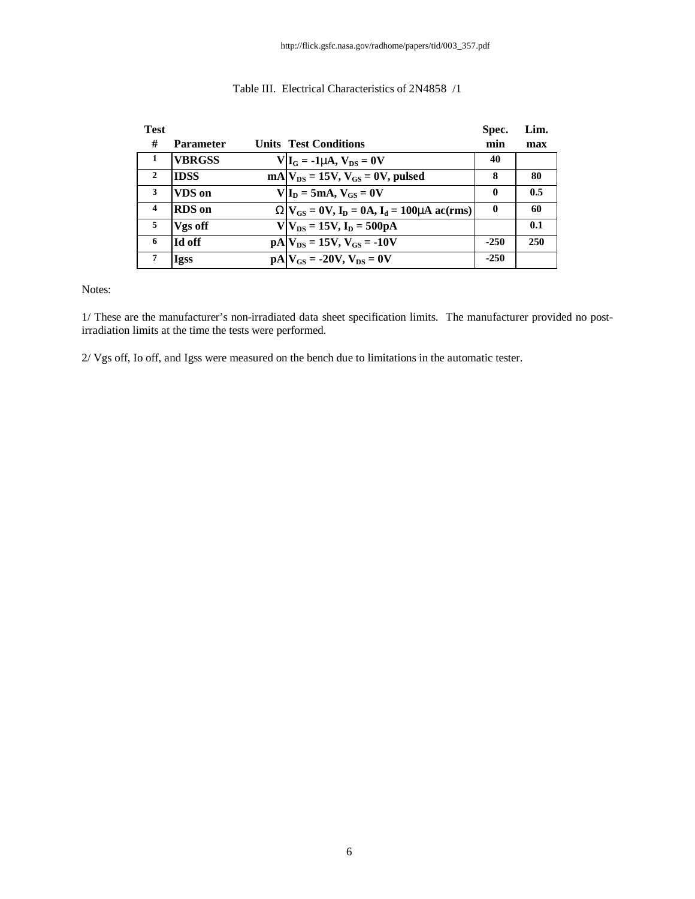Table III. Electrical Characteristics of 2N4858 /1

| Test # | Parameter | Units | Test Conditions | Spec. min | Lim. max |
|---|---|---|---|---|---|
| 1 | VBRGSS | V | $I_G$ = -1μA, $V_{DS}$ = 0V | 40 | |
| 2 | IDSS | mA | $V_{DS}$ = 15V, $V_{GS}$ = 0V, pulsed | 8 | 80 |
| 3 | VDS on | V | $I_D$ = 5mA, $V_{GS}$ = 0V | 0 | 0.5 |
| 4 | RDS on | Ω | $V_{GS}$ = 0V, $I_D$ = 0A, $I_d$ = 100μA ac(rms) | 0 | 60 |
| 5 | Vgs off | V | $V_{DS}$ = 15V, $I_D$ = 500pA | | 0.1 |
| 6 | Id off | pA | $V_{DS}$ = 15V, $V_{GS}$ = -10V | -250 | 250 |
| 7 | Igss | pA | $V_{GS}$ = -20V, $V_{DS}$ = 0V | -250 | |

Notes:

1/ These are the manufacturer's non-irradiated data sheet specification limits. The manufacturer provided no post-irradiation limits at the time the tests were performed.

2/ Vgs off, Io off, and Igss were measured on the bench due to limitations in the automatic tester.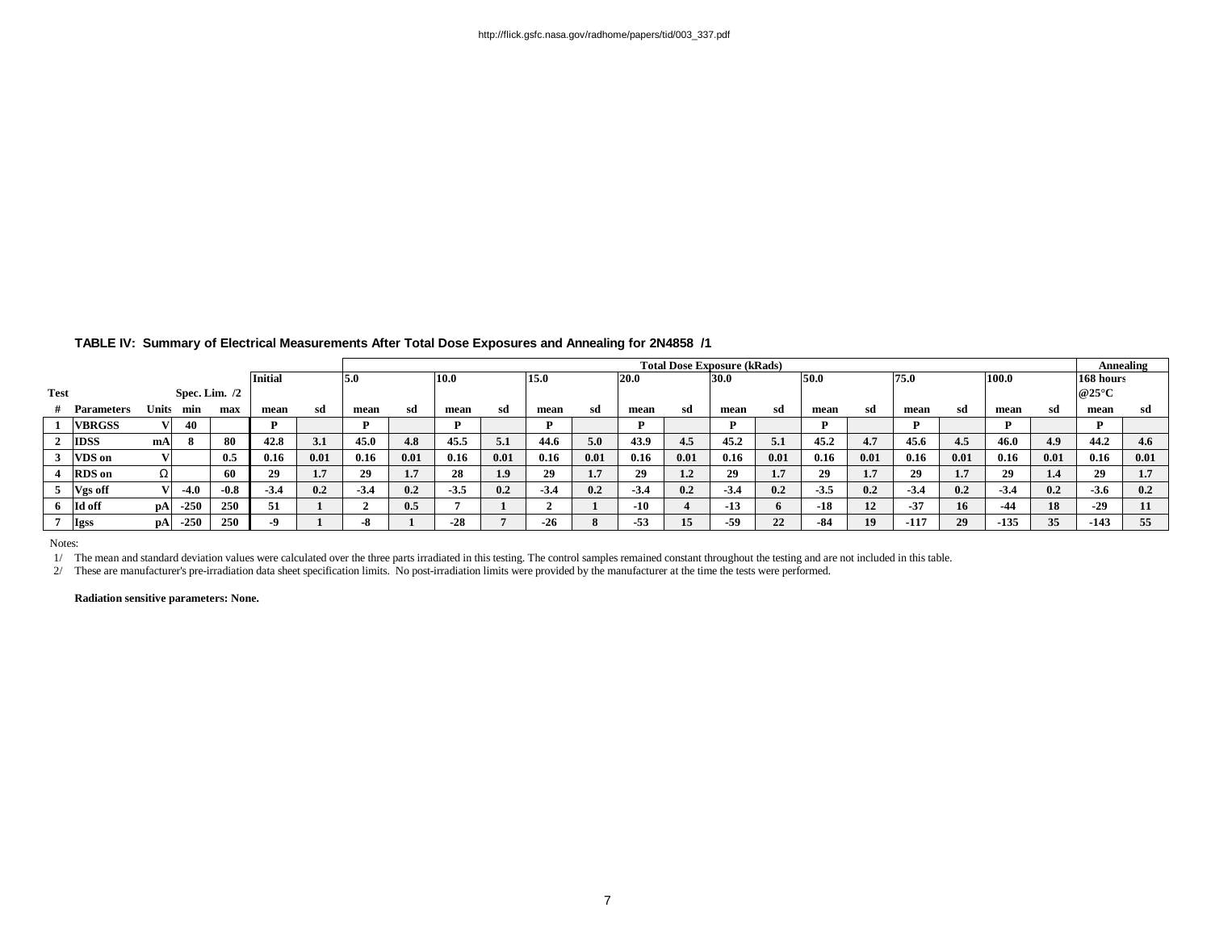http://flick.gsfc.nasa.gov/radhome/papers/tid/003_337.pdf

**TABLE IV: Summary of Electrical Measurements After Total Dose Exposures and Annealing for 2N4858 /1**

| | | | | | | | Total Dose Exposure (kRads) | | | | | | | | | | | | | | | | Annealing | |
|---|---|---|---|---|---|---|---|---|---|---|---|---|---|---|---|---|---|---|---|---|---|---|---|---|
| Test | | | Spec. Lim. /2 | | Initial | | 5.0 | | 10.0 | | 15.0 | | 20.0 | | 30.0 | | 50.0 | | 75.0 | | 100.0 | | 168 hours @25°C | |
| # | Parameters | Units | min | max | mean | sd | mean | sd | mean | sd | mean | sd | mean | sd | mean | sd | mean | sd | mean | sd | mean | sd | mean | sd |
| 1 | VBRGSS | V | 40 | | P | | P | | P | | P | | P | | P | | P | | P | | P | | P | |
| 2 | IDSS | mA | 8 | 80 | 42.8 | 3.1 | 45.0 | 4.8 | 45.5 | 5.1 | 44.6 | 5.0 | 43.9 | 4.5 | 45.2 | 5.1 | 45.2 | 4.7 | 45.6 | 4.5 | 46.0 | 4.9 | 44.2 | 4.6 |
| 3 | VDS on | V | | 0.5 | 0.16 | 0.01 | 0.16 | 0.01 | 0.16 | 0.01 | 0.16 | 0.01 | 0.16 | 0.01 | 0.16 | 0.01 | 0.16 | 0.01 | 0.16 | 0.01 | 0.16 | 0.01 | 0.16 | 0.01 |
| 4 | RDS on | Ω | | 60 | 29 | 1.7 | 29 | 1.7 | 28 | 1.9 | 29 | 1.7 | 29 | 1.2 | 29 | 1.7 | 29 | 1.7 | 29 | 1.7 | 29 | 1.4 | 29 | 1.7 |
| 5 | Vgs off | V | -4.0 | -0.8 | -3.4 | 0.2 | -3.4 | 0.2 | -3.5 | 0.2 | -3.4 | 0.2 | -3.4 | 0.2 | -3.4 | 0.2 | -3.5 | 0.2 | -3.4 | 0.2 | -3.4 | 0.2 | -3.6 | 0.2 |
| 6 | Id off | pA | -250 | 250 | 51 | 1 | 2 | 0.5 | 7 | 1 | 2 | 1 | -10 | 4 | -13 | 6 | -18 | 12 | -37 | 16 | -44 | 18 | -29 | 11 |
| 7 | Igss | pA | -250 | 250 | -9 | 1 | -8 | 1 | -28 | 7 | -26 | 8 | -53 | 15 | -59 | 22 | -84 | 19 | -117 | 29 | -135 | 35 | -143 | 55 |

Notes:

1/ The mean and standard deviation values were calculated over the three parts irradiated in this testing. The control samples remained constant throughout the testing and are not included in this table.

2/ These are manufacturer's pre-irradiation data sheet specification limits. No post-irradiation limits were provided by the manufacturer at the time the tests were performed.

**Radiation sensitive parameters: None.**